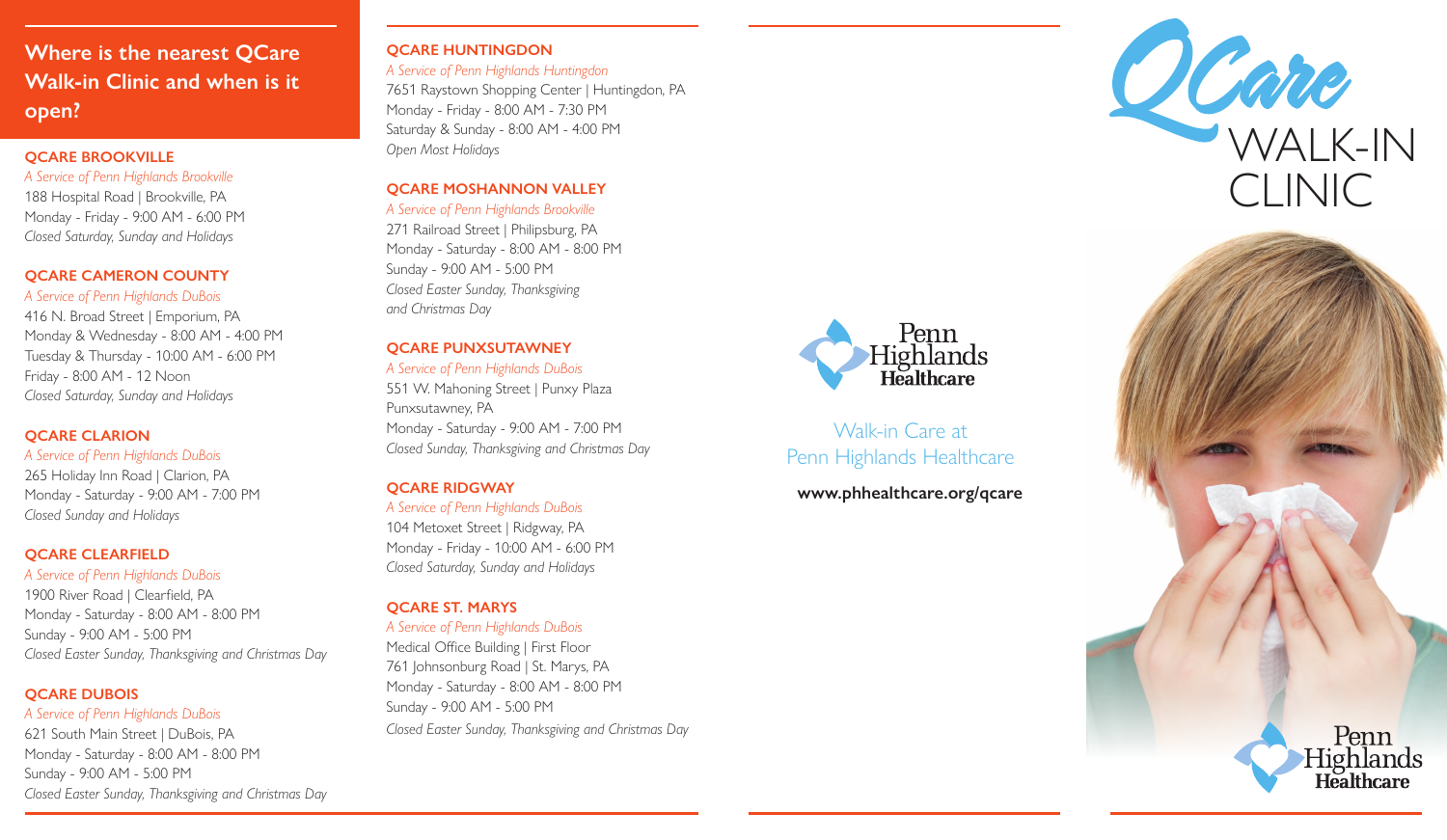## Where is the nearest QCare Walk-in Clinic and when is it open?

### QCARE BROOKVILLE
*A Service of Penn Highlands Brookville*
188 Hospital Road | Brookville, PA
Monday - Friday - 9:00 AM - 6:00 PM
*Closed Saturday, Sunday and Holidays*

### QCARE CAMERON COUNTY
*A Service of Penn Highlands DuBois*
416 N. Broad Street | Emporium, PA
Monday & Wednesday - 8:00 AM - 4:00 PM
Tuesday & Thursday - 10:00 AM - 6:00 PM
Friday - 8:00 AM - 12 Noon
*Closed Saturday, Sunday and Holidays*

### QCARE CLARION
*A Service of Penn Highlands DuBois*
265 Holiday Inn Road | Clarion, PA
Monday - Saturday - 9:00 AM - 7:00 PM
*Closed Sunday and Holidays*

### QCARE CLEARFIELD
*A Service of Penn Highlands DuBois*
1900 River Road | Clearfield, PA
Monday - Saturday - 8:00 AM - 8:00 PM
Sunday - 9:00 AM - 5:00 PM
*Closed Easter Sunday, Thanksgiving and Christmas Day*

### QCARE DUBOIS
*A Service of Penn Highlands DuBois*
621 South Main Street | DuBois, PA
Monday - Saturday - 8:00 AM - 8:00 PM
Sunday - 9:00 AM - 5:00 PM
*Closed Easter Sunday, Thanksgiving and Christmas Day*

### QCARE HUNTINGDON
*A Service of Penn Highlands Huntingdon*
7651 Raystown Shopping Center | Huntingdon, PA
Monday - Friday - 8:00 AM - 7:30 PM
Saturday & Sunday - 8:00 AM - 4:00 PM
*Open Most Holidays*

### QCARE MOSHANNON VALLEY
*A Service of Penn Highlands Brookville*
271 Railroad Street | Philipsburg, PA
Monday - Saturday - 8:00 AM - 8:00 PM
Sunday - 9:00 AM - 5:00 PM
*Closed Easter Sunday, Thanksgiving and Christmas Day*

### QCARE PUNXSUTAWNEY
*A Service of Penn Highlands DuBois*
551 W. Mahoning Street | Punxy Plaza
Punxsutawney, PA
Monday - Saturday - 9:00 AM - 7:00 PM
*Closed Sunday, Thanksgiving and Christmas Day*

### QCARE RIDGWAY
*A Service of Penn Highlands DuBois*
104 Metoxet Street | Ridgway, PA
Monday - Friday - 10:00 AM - 6:00 PM
*Closed Saturday, Sunday and Holidays*

### QCARE ST. MARYS
*A Service of Penn Highlands DuBois*
Medical Office Building | First Floor
761 Johnsonburg Road | St. Marys, PA
Monday - Saturday - 8:00 AM - 8:00 PM
Sunday - 9:00 AM - 5:00 PM
*Closed Easter Sunday, Thanksgiving and Christmas Day*

Penn Highlands Healthcare

Walk-in Care at Penn Highlands Healthcare

**www.phhealthcare.org/qcare**

# QCare WALK-IN CLINIC

Penn Highlands Healthcare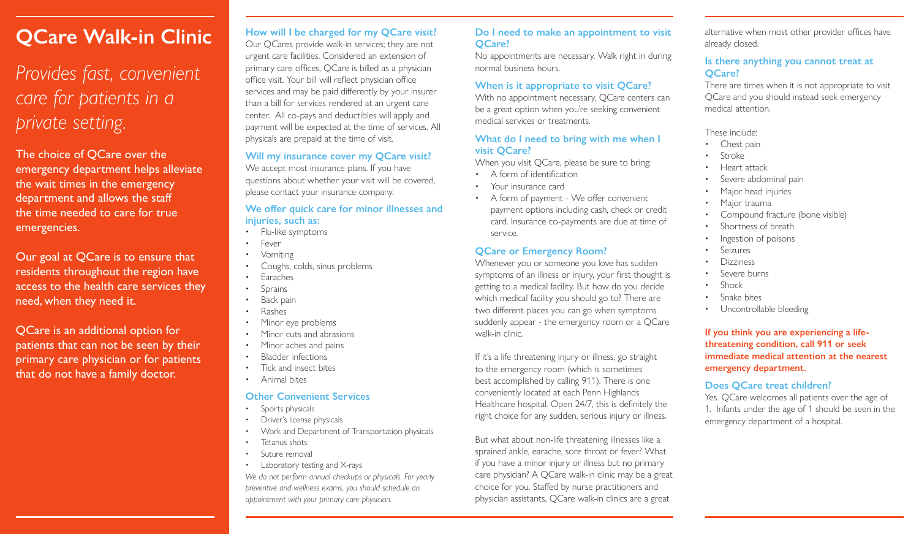# QCare Walk-in Clinic

*Provides fast, convenient care for patients in a private setting.*

The choice of QCare over the emergency department helps alleviate the wait times in the emergency department and allows the staff the time needed to care for true emergencies.

Our goal at QCare is to ensure that residents throughout the region have access to the health care services they need, when they need it.

QCare is an additional option for patients that can not be seen by their primary care physician or for patients that do not have a family doctor.

### How will I be charged for my QCare visit?

Our QCares provide walk-in services; they are not urgent care facilities. Considered an extension of primary care offices, QCare is billed as a physician office visit. Your bill will reflect physician office services and may be paid differently by your insurer than a bill for services rendered at an urgent care center. All co-pays and deductibles will apply and payment will be expected at the time of services. All physicals are prepaid at the time of visit.

### Will my insurance cover my QCare visit?

We accept most insurance plans. If you have questions about whether your visit will be covered, please contact your insurance company.

### We offer quick care for minor illnesses and injuries, such as:

- Flu-like symptoms
- Fever
- Vomiting
- Coughs, colds, sinus problems
- Earaches
- Sprains
- Back pain
- Rashes
- Minor eye problems
- Minor cuts and abrasions
- Minor aches and pains
- Bladder infections
- Tick and insect bites
- Animal bites

### Other Convenient Services

- Sports physicals
- Driver's license physicals
- Work and Department of Transportation physicals
- Tetanus shots
- Suture removal
- Laboratory testing and X-rays

*We do not perform annual checkups or physicals. For yearly preventive and wellness exams, you should schedule an appointment with your primary care physician.*

### Do I need to make an appointment to visit QCare?

No appointments are necessary. Walk right in during normal business hours.

### When is it appropriate to visit QCare?

With no appointment necessary, QCare centers can be a great option when you're seeking convenient medical services or treatments.

### What do I need to bring with me when I visit QCare?

When you visit QCare, please be sure to bring:

- A form of identification
- Your insurance card
- A form of payment - We offer convenient payment options including cash, check or credit card. Insurance co-payments are due at time of service.

### QCare or Emergency Room?

Whenever you or someone you love has sudden symptoms of an illness or injury, your first thought is getting to a medical facility. But how do you decide which medical facility you should go to? There are two different places you can go when symptoms suddenly appear - the emergency room or a QCare walk-in clinic.

If it's a life threatening injury or illness, go straight to the emergency room (which is sometimes best accomplished by calling 911). There is one conveniently located at each Penn Highlands Healthcare hospital. Open 24/7, this is definitely the right choice for any sudden, serious injury or illness.

But what about non-life threatening illnesses like a sprained ankle, earache, sore throat or fever? What if you have a minor injury or illness but no primary care physician? A QCare walk-in clinic may be a great choice for you. Staffed by nurse practitioners and physician assistants, QCare walk-in clinics are a great alternative when most other provider offices have already closed.

### Is there anything you cannot treat at QCare?

There are times when it is not appropriate to visit QCare and you should instead seek emergency medical attention.

These include:

- Chest pain
- Stroke
- Heart attack
- Severe abdominal pain
- Major head injuries
- Major trauma
- Compound fracture (bone visible)
- Shortness of breath
- Ingestion of poisons
- Seizures
- Dizziness
- Severe burns
- Shock
- Snake bites
- Uncontrollable bleeding

**If you think you are experiencing a life-threatening condition, call 911 or seek immediate medical attention at the nearest emergency department.**

### Does QCare treat children?

Yes. QCare welcomes all patients over the age of 1. Infants under the age of 1 should be seen in the emergency department of a hospital.